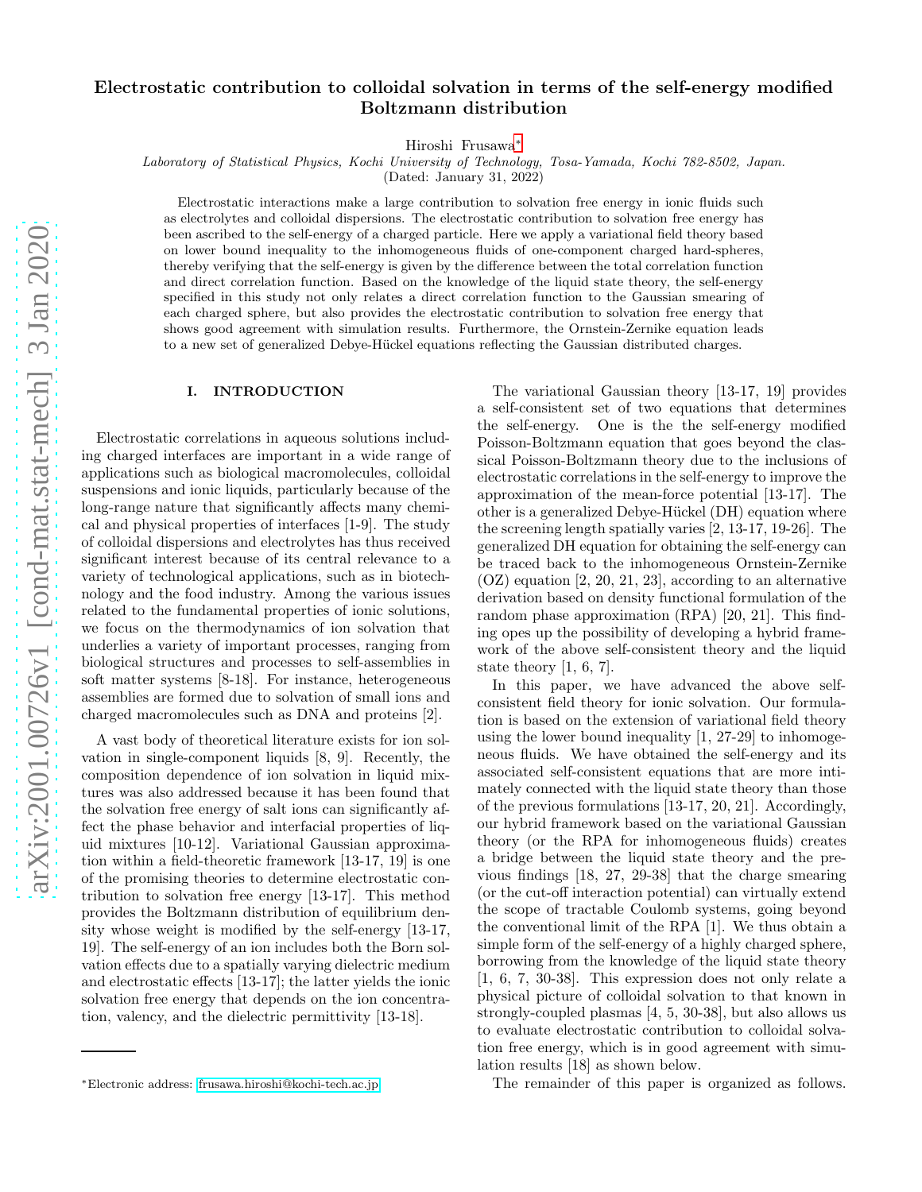# Electrostatic contribution to colloidal solvation in terms of the self-energy modified Boltzmann distribution

Hiroshi Frusawa[*]

*Laboratory of Statistical Physics, Kochi University of Technology, Tosa-Yamada, Kochi 782-8502, Japan.*

(Dated: January 31, 2022)

Electrostatic interactions make a large contribution to solvation free energy in ionic fluids such as electrolytes and colloidal dispersions. The electrostatic contribution to solvation free energy has been ascribed to the self-energy of a charged particle. Here we apply a variational field theory based on lower bound inequality to the inhomogeneous fluids of one-component charged hard-spheres, thereby verifying that the self-energy is given by the difference between the total correlation function and direct correlation function. Based on the knowledge of the liquid state theory, the self-energy specified in this study not only relates a direct correlation function to the Gaussian smearing of each charged sphere, but also provides the electrostatic contribution to solvation free energy that shows good agreement with simulation results. Furthermore, the Ornstein-Zernike equation leads to a new set of generalized Debye-Hückel equations reflecting the Gaussian distributed charges.

## I. INTRODUCTION

Electrostatic correlations in aqueous solutions including charged interfaces are important in a wide range of applications such as biological macromolecules, colloidal suspensions and ionic liquids, particularly because of the long-range nature that significantly affects many chemical and physical properties of interfaces [1-9]. The study of colloidal dispersions and electrolytes has thus received significant interest because of its central relevance to a variety of technological applications, such as in biotechnology and the food industry. Among the various issues related to the fundamental properties of ionic solutions, we focus on the thermodynamics of ion solvation that underlies a variety of important processes, ranging from biological structures and processes to self-assemblies in soft matter systems [8-18]. For instance, heterogeneous assemblies are formed due to solvation of small ions and charged macromolecules such as DNA and proteins [2].

A vast body of theoretical literature exists for ion solvation in single-component liquids [8, 9]. Recently, the composition dependence of ion solvation in liquid mixtures was also addressed because it has been found that the solvation free energy of salt ions can significantly affect the phase behavior and interfacial properties of liquid mixtures [10-12]. Variational Gaussian approximation within a field-theoretic framework [13-17, 19] is one of the promising theories to determine electrostatic contribution to solvation free energy [13-17]. This method provides the Boltzmann distribution of equilibrium density whose weight is modified by the self-energy [13-17, 19]. The self-energy of an ion includes both the Born solvation effects due to a spatially varying dielectric medium and electrostatic effects [13-17]; the latter yields the ionic solvation free energy that depends on the ion concentration, valency, and the dielectric permittivity [13-18].

The variational Gaussian theory [13-17, 19] provides a self-consistent set of two equations that determines the self-energy. One is the the self-energy modified Poisson-Boltzmann equation that goes beyond the classical Poisson-Boltzmann theory due to the inclusions of electrostatic correlations in the self-energy to improve the approximation of the mean-force potential [13-17]. The other is a generalized Debye-Hückel (DH) equation where the screening length spatially varies [2, 13-17, 19-26]. The generalized DH equation for obtaining the self-energy can be traced back to the inhomogeneous Ornstein-Zernike (OZ) equation [2, 20, 21, 23], according to an alternative derivation based on density functional formulation of the random phase approximation (RPA) [20, 21]. This finding opes up the possibility of developing a hybrid framework of the above self-consistent theory and the liquid state theory [1, 6, 7].

In this paper, we have advanced the above self-consistent field theory for ionic solvation. Our formulation is based on the extension of variational field theory using the lower bound inequality [1, 27-29] to inhomogeneous fluids. We have obtained the self-energy and its associated self-consistent equations that are more intimately connected with the liquid state theory than those of the previous formulations [13-17, 20, 21]. Accordingly, our hybrid framework based on the variational Gaussian theory (or the RPA for inhomogeneous fluids) creates a bridge between the liquid state theory and the previous findings [18, 27, 29-38] that the charge smearing (or the cut-off interaction potential) can virtually extend the scope of tractable Coulomb systems, going beyond the conventional limit of the RPA [1]. We thus obtain a simple form of the self-energy of a highly charged sphere, borrowing from the knowledge of the liquid state theory [1, 6, 7, 30-38]. This expression does not only relate a physical picture of colloidal solvation to that known in strongly-coupled plasmas [4, 5, 30-38], but also allows us to evaluate electrostatic contribution to colloidal solvation free energy, which is in good agreement with simulation results [18] as shown below.

The remainder of this paper is organized as follows.

[*]Electronic address: frusawa.hiroshi@kochi-tech.ac.jp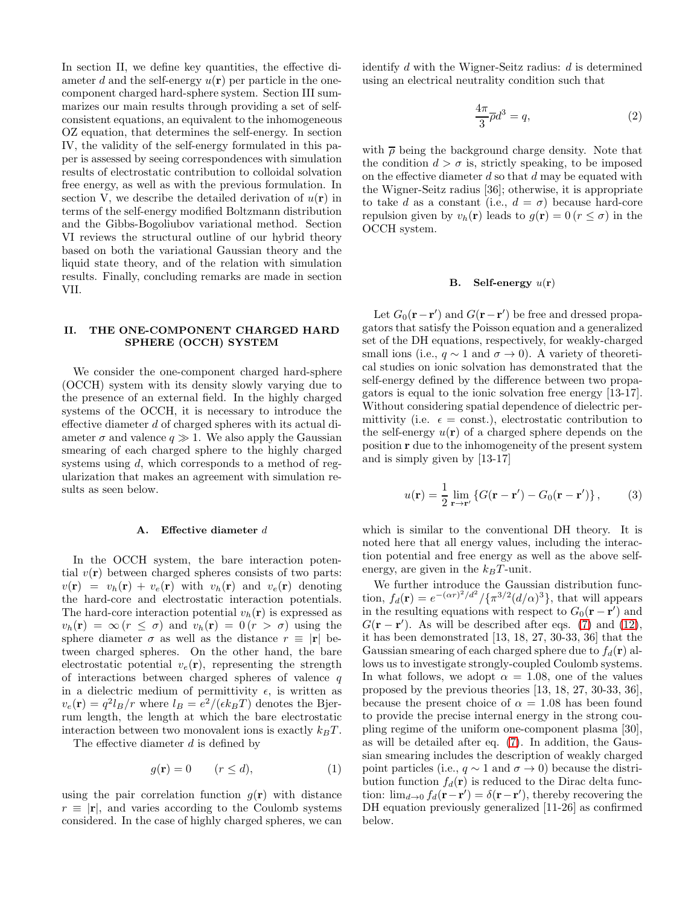In section II, we define key quantities, the effective diameter $d$ and the self-energy $u(\mathbf{r})$ per particle in the one-component charged hard-sphere system. Section III summarizes our main results through providing a set of self-consistent equations, an equivalent to the inhomogeneous OZ equation, that determines the self-energy. In section IV, the validity of the self-energy formulated in this paper is assessed by seeing correspondences with simulation results of electrostatic contribution to colloidal solvation free energy, as well as with the previous formulation. In section V, we describe the detailed derivation of $u(\mathbf{r})$ in terms of the self-energy modified Boltzmann distribution and the Gibbs-Bogoliubov variational method. Section VI reviews the structural outline of our hybrid theory based on both the variational Gaussian theory and the liquid state theory, and of the relation with simulation results. Finally, concluding remarks are made in section VII.

## II. THE ONE-COMPONENT CHARGED HARD SPHERE (OCCH) SYSTEM

We consider the one-component charged hard-sphere (OCCH) system with its density slowly varying due to the presence of an external field. In the highly charged systems of the OCCH, it is necessary to introduce the effective diameter $d$ of charged spheres with its actual diameter $\sigma$ and valence $q \gg 1$. We also apply the Gaussian smearing of each charged sphere to the highly charged systems using $d$, which corresponds to a method of regularization that makes an agreement with simulation results as seen below.

### A. Effective diameter $d$

In the OCCH system, the bare interaction potential $v(\mathbf{r})$ between charged spheres consists of two parts: $v(\mathbf{r}) = v_h(\mathbf{r}) + v_e(\mathbf{r})$ with $v_h(\mathbf{r})$ and $v_e(\mathbf{r})$ denoting the hard-core and electrostatic interaction potentials. The hard-core interaction potential $v_h(\mathbf{r})$ is expressed as $v_h(\mathbf{r}) = \infty \, (r \leq \sigma)$ and $v_h(\mathbf{r}) = 0 \, (r > \sigma)$ using the sphere diameter $\sigma$ as well as the distance $r \equiv |\mathbf{r}|$ between charged spheres. On the other hand, the bare electrostatic potential $v_e(\mathbf{r})$, representing the strength of interactions between charged spheres of valence $q$ in a dielectric medium of permittivity $\epsilon$, is written as $v_e(\mathbf{r}) = q^2 l_B/r$ where $l_B = e^2/(\epsilon k_B T)$ denotes the Bjerrum length, the length at which the bare electrostatic interaction between two monovalent ions is exactly $k_B T$.

The effective diameter $d$ is defined by

$$g(\mathbf{r}) = 0 \qquad (r \leq d), \tag{1}$$

using the pair correlation function $g(\mathbf{r})$ with distance $r \equiv |\mathbf{r}|$, and varies according to the Coulomb systems considered. In the case of highly charged spheres, we can identify $d$ with the Wigner-Seitz radius: $d$ is determined using an electrical neutrality condition such that

$$\frac{4\pi}{3}\overline{\rho} d^3 = q, \tag{2}$$

with $\overline{\rho}$ being the background charge density. Note that the condition $d > \sigma$ is, strictly speaking, to be imposed on the effective diameter $d$ so that $d$ may be equated with the Wigner-Seitz radius [36]; otherwise, it is appropriate to take $d$ as a constant (i.e., $d = \sigma$) because hard-core repulsion given by $v_h(\mathbf{r})$ leads to $g(\mathbf{r}) = 0 \, (r \leq \sigma)$ in the OCCH system.

### B. Self-energy $u(\mathbf{r})$

Let $G_0(\mathbf{r}-\mathbf{r}')$ and $G(\mathbf{r}-\mathbf{r}')$ be free and dressed propagators that satisfy the Poisson equation and a generalized set of the DH equations, respectively, for weakly-charged small ions (i.e., $q \sim 1$ and $\sigma \to 0$). A variety of theoretical studies on ionic solvation has demonstrated that the self-energy defined by the difference between two propagators is equal to the ionic solvation free energy [13-17]. Without considering spatial dependence of dielectric permittivity (i.e. $\epsilon = \text{const.}$), electrostatic contribution to the self-energy $u(\mathbf{r})$ of a charged sphere depends on the position $\mathbf{r}$ due to the inhomogeneity of the present system and is simply given by [13-17]

$$u(\mathbf{r}) = \frac{1}{2}\lim_{\mathbf{r}\to\mathbf{r}'}\left\{G(\mathbf{r}-\mathbf{r}') - G_0(\mathbf{r}-\mathbf{r}')\right\}, \tag{3}$$

which is similar to the conventional DH theory. It is noted here that all energy values, including the interaction potential and free energy as well as the above self-energy, are given in the $k_B T$-unit.

We further introduce the Gaussian distribution function, $f_d(\mathbf{r}) = e^{-(\alpha r)^2/d^2}/\{\pi^{3/2}(d/\alpha)^3\}$, that will appears in the resulting equations with respect to $G_0(\mathbf{r}-\mathbf{r}')$ and $G(\mathbf{r}-\mathbf{r}')$. As will be described after eqs. (7) and (12), it has been demonstrated [13, 18, 27, 30-33, 36] that the Gaussian smearing of each charged sphere due to $f_d(\mathbf{r})$ allows us to investigate strongly-coupled Coulomb systems. In what follows, we adopt $\alpha = 1.08$, one of the values proposed by the previous theories [13, 18, 27, 30-33, 36], because the present choice of $\alpha = 1.08$ has been found to provide the precise internal energy in the strong coupling regime of the uniform one-component plasma [30], as will be detailed after eq. (7). In addition, the Gaussian smearing includes the description of weakly charged point particles (i.e., $q \sim 1$ and $\sigma \to 0$) because the distribution function $f_d(\mathbf{r})$ is reduced to the Dirac delta function: $\lim_{d\to 0} f_d(\mathbf{r}-\mathbf{r}') = \delta(\mathbf{r}-\mathbf{r}')$, thereby recovering the DH equation previously generalized [11-26] as confirmed below.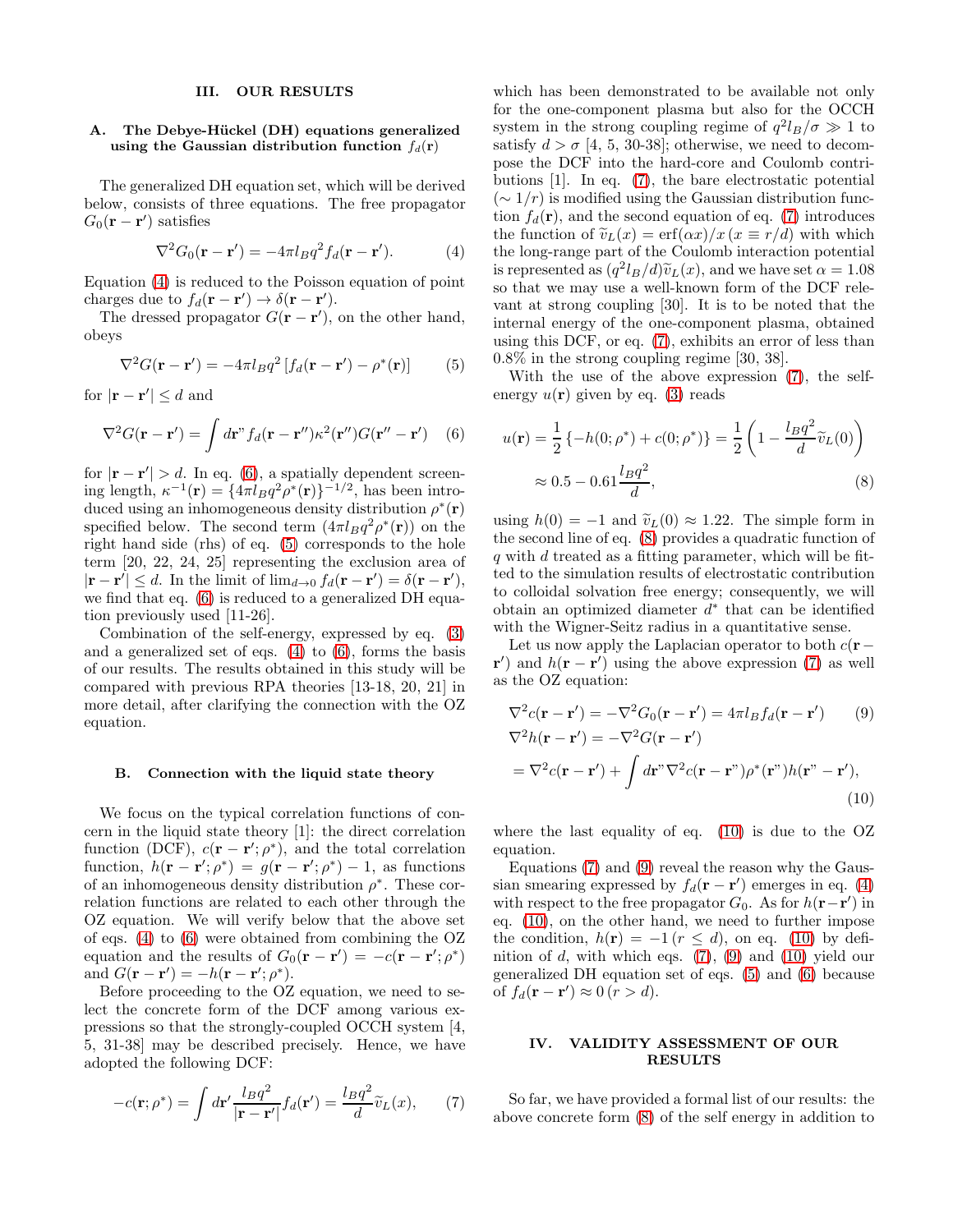## III. OUR RESULTS

### A. The Debye-Hückel (DH) equations generalized using the Gaussian distribution function $f_d(\mathbf{r})$

The generalized DH equation set, which will be derived below, consists of three equations. The free propagator $G_0(\mathbf{r}-\mathbf{r}')$ satisfies

$$\nabla^2 G_0(\mathbf{r}-\mathbf{r}') = -4\pi l_B q^2 f_d(\mathbf{r}-\mathbf{r}'). \tag{4}$$

Equation (4) is reduced to the Poisson equation of point charges due to $f_d(\mathbf{r}-\mathbf{r}') \to \delta(\mathbf{r}-\mathbf{r}')$.

The dressed propagator $G(\mathbf{r}-\mathbf{r}')$, on the other hand, obeys

$$\nabla^2 G(\mathbf{r}-\mathbf{r}') = -4\pi l_B q^2 \left[f_d(\mathbf{r}-\mathbf{r}') - \rho^*(\mathbf{r})\right] \tag{5}$$

for $|\mathbf{r}-\mathbf{r}'| \le d$ and

$$\nabla^2 G(\mathbf{r}-\mathbf{r}') = \int d\mathbf{r}" f_d(\mathbf{r}-\mathbf{r}'')\kappa^2(\mathbf{r}'')G(\mathbf{r}''-\mathbf{r}') \tag{6}$$

for $|\mathbf{r}-\mathbf{r}'| > d$. In eq. (6), a spatially dependent screening length, $\kappa^{-1}(\mathbf{r}) = \{4\pi l_B q^2 \rho^*(\mathbf{r})\}^{-1/2}$, has been introduced using an inhomogeneous density distribution $\rho^*(\mathbf{r})$ specified below. The second term $(4\pi l_B q^2 \rho^*(\mathbf{r}))$ on the right hand side (rhs) of eq. (5) corresponds to the hole term [20, 22, 24, 25] representing the exclusion area of $|\mathbf{r}-\mathbf{r}'| \le d$. In the limit of $\lim_{d\to 0} f_d(\mathbf{r}-\mathbf{r}') = \delta(\mathbf{r}-\mathbf{r}')$, we find that eq. (6) is reduced to a generalized DH equation previously used [11-26].

Combination of the self-energy, expressed by eq. (3) and a generalized set of eqs. (4) to (6), forms the basis of our results. The results obtained in this study will be compared with previous RPA theories [13-18, 20, 21] in more detail, after clarifying the connection with the OZ equation.

### B. Connection with the liquid state theory

We focus on the typical correlation functions of concern in the liquid state theory [1]: the direct correlation function (DCF), $c(\mathbf{r}-\mathbf{r}';\rho^*)$, and the total correlation function, $h(\mathbf{r}-\mathbf{r}';\rho^*) = g(\mathbf{r}-\mathbf{r}';\rho^*) - 1$, as functions of an inhomogeneous density distribution $\rho^*$. These correlation functions are related to each other through the OZ equation. We will verify below that the above set of eqs. (4) to (6) were obtained from combining the OZ equation and the results of $G_0(\mathbf{r}-\mathbf{r}') = -c(\mathbf{r}-\mathbf{r}';\rho^*)$ and $G(\mathbf{r}-\mathbf{r}') = -h(\mathbf{r}-\mathbf{r}';\rho^*)$.

Before proceeding to the OZ equation, we need to select the concrete form of the DCF among various expressions so that the strongly-coupled OCCH system [4, 5, 31-38] may be described precisely. Hence, we have adopted the following DCF:

$$-c(\mathbf{r};\rho^*) = \int d\mathbf{r}' \frac{l_B q^2}{|\mathbf{r}-\mathbf{r}'|} f_d(\mathbf{r}') = \frac{l_B q^2}{d}\widetilde{v}_L(x), \tag{7}$$

which has been demonstrated to be available not only for the one-component plasma but also for the OCCH system in the strong coupling regime of $q^2 l_B/\sigma \gg 1$ to satisfy $d > \sigma$ [4, 5, 30-38]; otherwise, we need to decompose the DCF into the hard-core and Coulomb contributions [1]. In eq. (7), the bare electrostatic potential ($\sim 1/r$) is modified using the Gaussian distribution function $f_d(\mathbf{r})$, and the second equation of eq. (7) introduces the function of $\widetilde{v}_L(x) = \mathrm{erf}(\alpha x)/x\ (x \equiv r/d)$ with which the long-range part of the Coulomb interaction potential is represented as $(q^2 l_B/d)\widetilde{v}_L(x)$, and we have set $\alpha = 1.08$ so that we may use a well-known form of the DCF relevant at strong coupling [30]. It is to be noted that the internal energy of the one-component plasma, obtained using this DCF, or eq. (7), exhibits an error of less than 0.8% in the strong coupling regime [30, 38].

With the use of the above expression (7), the self-energy $u(\mathbf{r})$ given by eq. (3) reads

$$u(\mathbf{r}) = \frac{1}{2}\left\{-h(0;\rho^*) + c(0;\rho^*)\right\} = \frac{1}{2}\left(1 - \frac{l_B q^2}{d}\widetilde{v}_L(0)\right) \approx 0.5 - 0.61\frac{l_B q^2}{d}, \tag{8}$$

using $h(0) = -1$ and $\widetilde{v}_L(0) \approx 1.22$. The simple form in the second line of eq. (8) provides a quadratic function of $q$ with $d$ treated as a fitting parameter, which will be fitted to the simulation results of electrostatic contribution to colloidal solvation free energy; consequently, we will obtain an optimized diameter $d^*$ that can be identified with the Wigner-Seitz radius in a quantitative sense.

Let us now apply the Laplacian operator to both $c(\mathbf{r}-\mathbf{r}')$ and $h(\mathbf{r}-\mathbf{r}')$ using the above expression (7) as well as the OZ equation:

$$\nabla^2 c(\mathbf{r}-\mathbf{r}') = -\nabla^2 G_0(\mathbf{r}-\mathbf{r}') = 4\pi l_B f_d(\mathbf{r}-\mathbf{r}') \tag{9}$$

$$\begin{aligned}\nabla^2 h(\mathbf{r}-\mathbf{r}') &= -\nabla^2 G(\mathbf{r}-\mathbf{r}') \\ &= \nabla^2 c(\mathbf{r}-\mathbf{r}') + \int d\mathbf{r}"\nabla^2 c(\mathbf{r}-\mathbf{r}")\rho^*(\mathbf{r}")h(\mathbf{r}"-\mathbf{r}'),\end{aligned} \tag{10}$$

where the last equality of eq. (10) is due to the OZ equation.

Equations (7) and (9) reveal the reason why the Gaussian smearing expressed by $f_d(\mathbf{r}-\mathbf{r}')$ emerges in eq. (4) with respect to the free propagator $G_0$. As for $h(\mathbf{r}-\mathbf{r}')$ in eq. (10), on the other hand, we need to further impose the condition, $h(\mathbf{r}) = -1\ (r \le d)$, on eq. (10) by definition of $d$, with which eqs. (7), (9) and (10) yield our generalized DH equation set of eqs. (5) and (6) because of $f_d(\mathbf{r}-\mathbf{r}') \approx 0\ (r > d)$.

## IV. VALIDITY ASSESSMENT OF OUR RESULTS

So far, we have provided a formal list of our results: the above concrete form (8) of the self energy in addition to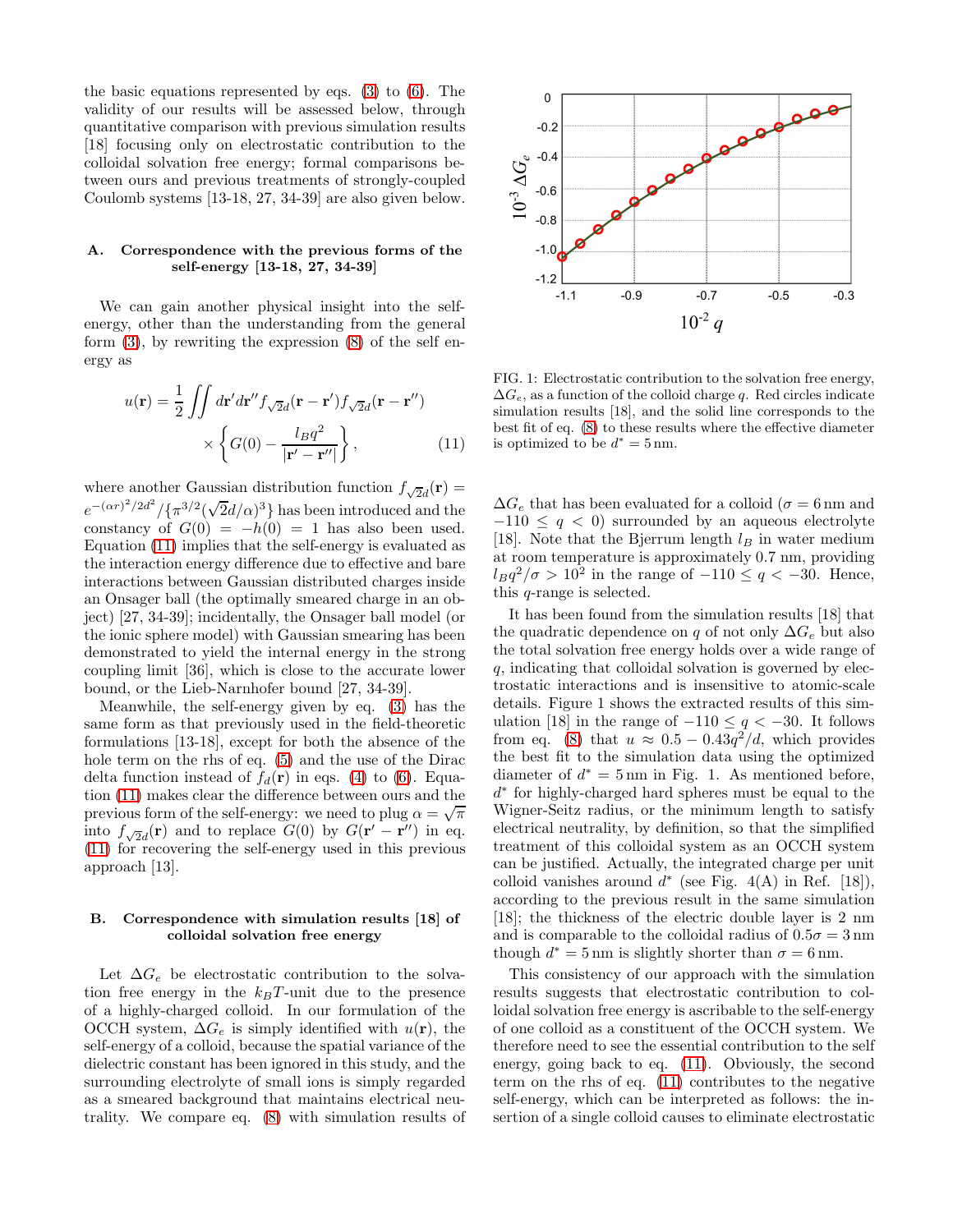the basic equations represented by eqs. (3) to (6). The validity of our results will be assessed below, through quantitative comparison with previous simulation results [18] focusing only on electrostatic contribution to the colloidal solvation free energy; formal comparisons between ours and previous treatments of strongly-coupled Coulomb systems [13-18, 27, 34-39] are also given below.

### A. Correspondence with the previous forms of the self-energy [13-18, 27, 34-39]

We can gain another physical insight into the self-energy, other than the understanding from the general form (3), by rewriting the expression (8) of the self energy as

$$u(\mathbf{r}) = \frac{1}{2}\iint d\mathbf{r}'d\mathbf{r}'' f_{\sqrt{2}d}(\mathbf{r}-\mathbf{r}') f_{\sqrt{2}d}(\mathbf{r}-\mathbf{r}'') \times \left\{ G(0) - \frac{l_B q^2}{|\mathbf{r}'-\mathbf{r}''|} \right\}, \tag{11}$$

where another Gaussian distribution function $f_{\sqrt{2}d}(\mathbf{r}) = e^{-(\alpha r)^2/2d^2}/\{\pi^{3/2}(\sqrt{2}d/\alpha)^3\}$ has been introduced and the constancy of $G(0) = -h(0) = 1$ has also been used. Equation (11) implies that the self-energy is evaluated as the interaction energy difference due to effective and bare interactions between Gaussian distributed charges inside an Onsager ball (the optimally smeared charge in an object) [27, 34-39]; incidentally, the Onsager ball model (or the ionic sphere model) with Gaussian smearing has been demonstrated to yield the internal energy in the strong coupling limit [36], which is close to the accurate lower bound, or the Lieb-Narnhofer bound [27, 34-39].

Meanwhile, the self-energy given by eq. (3) has the same form as that previously used in the field-theoretic formulations [13-18], except for both the absence of the hole term on the rhs of eq. (5) and the use of the Dirac delta function instead of $f_d(\mathbf{r})$ in eqs. (4) to (6). Equation (11) makes clear the difference between ours and the previous form of the self-energy: we need to plug $\alpha = \sqrt{\pi}$ into $f_{\sqrt{2}d}(\mathbf{r})$ and to replace $G(0)$ by $G(\mathbf{r}'-\mathbf{r}'')$ in eq. (11) for recovering the self-energy used in this previous approach [13].

### B. Correspondence with simulation results [18] of colloidal solvation free energy

Let $\Delta G_e$ be electrostatic contribution to the solvation free energy in the $k_BT$-unit due to the presence of a highly-charged colloid. In our formulation of the OCCH system, $\Delta G_e$ is simply identified with $u(\mathbf{r})$, the self-energy of a colloid, because the spatial variance of the dielectric constant has been ignored in this study, and the surrounding electrolyte of small ions is simply regarded as a smeared background that maintains electrical neutrality. We compare eq. (8) with simulation results of $\Delta G_e$ that has been evaluated for a colloid ($\sigma = 6$ nm and $-110 \leq q < 0$) surrounded by an aqueous electrolyte [18]. Note that the Bjerrum length $l_B$ in water medium at room temperature is approximately 0.7 nm, providing $l_B q^2/\sigma > 10^2$ in the range of $-110 \leq q < -30$. Hence, this $q$-range is selected.

FIG. 1: Electrostatic contribution to the solvation free energy, $\Delta G_e$, as a function of the colloid charge $q$. Red circles indicate simulation results [18], and the solid line corresponds to the best fit of eq. (8) to these results where the effective diameter is optimized to be $d^* = 5$ nm.

It has been found from the simulation results [18] that the quadratic dependence on $q$ of not only $\Delta G_e$ but also the total solvation free energy holds over a wide range of $q$, indicating that colloidal solvation is governed by electrostatic interactions and is insensitive to atomic-scale details. Figure 1 shows the extracted results of this simulation [18] in the range of $-110 \leq q < -30$. It follows from eq. (8) that $u \approx 0.5 - 0.43q^2/d$, which provides the best fit to the simulation data using the optimized diameter of $d^* = 5$ nm in Fig. 1. As mentioned before, $d^*$ for highly-charged hard spheres must be equal to the Wigner-Seitz radius, or the minimum length to satisfy electrical neutrality, by definition, so that the simplified treatment of this colloidal system as an OCCH system can be justified. Actually, the integrated charge per unit colloid vanishes around $d^*$ (see Fig. 4(A) in Ref. [18]), according to the previous result in the same simulation [18]; the thickness of the electric double layer is 2 nm and is comparable to the colloidal radius of $0.5\sigma = 3$ nm though $d^* = 5$ nm is slightly shorter than $\sigma = 6$ nm.

This consistency of our approach with the simulation results suggests that electrostatic contribution to colloidal solvation free energy is ascribable to the self-energy of one colloid as a constituent of the OCCH system. We therefore need to see the essential contribution to the self energy, going back to eq. (11). Obviously, the second term on the rhs of eq. (11) contributes to the negative self-energy, which can be interpreted as follows: the insertion of a single colloid causes to eliminate electrostatic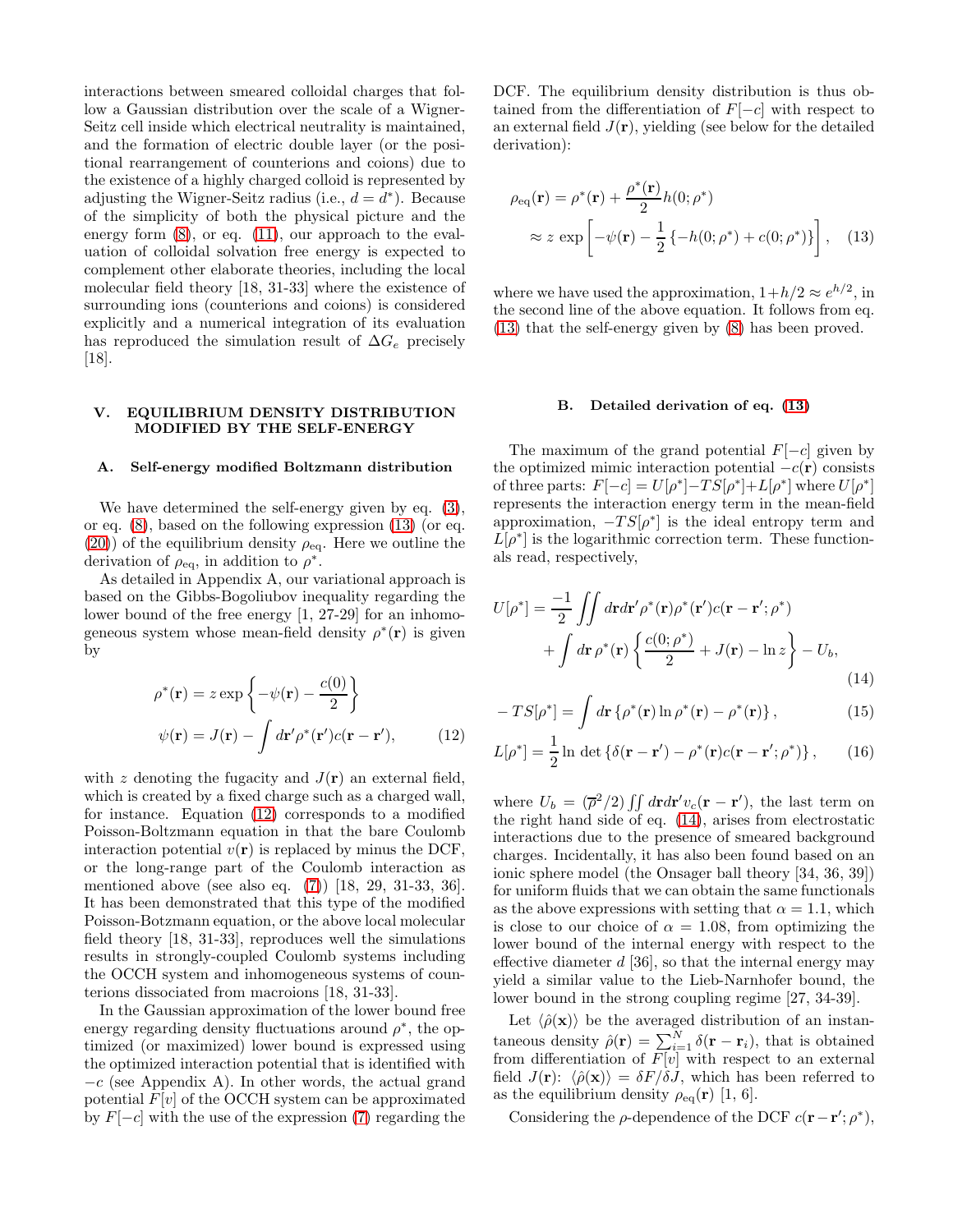interactions between smeared colloidal charges that follow a Gaussian distribution over the scale of a Wigner-Seitz cell inside which electrical neutrality is maintained, and the formation of electric double layer (or the positional rearrangement of counterions and coions) due to the existence of a highly charged colloid is represented by adjusting the Wigner-Seitz radius (i.e., $d = d^*$). Because of the simplicity of both the physical picture and the energy form (8), or eq. (11), our approach to the evaluation of colloidal solvation free energy is expected to complement other elaborate theories, including the local molecular field theory [18, 31-33] where the existence of surrounding ions (counterions and coions) is considered explicitly and a numerical integration of its evaluation has reproduced the simulation result of $\Delta G_e$ precisely [18].

## V. EQUILIBRIUM DENSITY DISTRIBUTION MODIFIED BY THE SELF-ENERGY

### A. Self-energy modified Boltzmann distribution

We have determined the self-energy given by eq. (3), or eq. (8), based on the following expression (13) (or eq. (20)) of the equilibrium density $\rho_{\rm eq}$. Here we outline the derivation of $\rho_{\rm eq}$, in addition to $\rho^*$.

As detailed in Appendix A, our variational approach is based on the Gibbs-Bogoliubov inequality regarding the lower bound of the free energy [1, 27-29] for an inhomogeneous system whose mean-field density $\rho^*(\mathbf{r})$ is given by

$$
\begin{aligned}
\rho^*(\mathbf{r}) &= z\exp\left\{-\psi(\mathbf{r}) - \frac{c(0)}{2}\right\} \\
\psi(\mathbf{r}) &= J(\mathbf{r}) - \int d\mathbf{r}'\rho^*(\mathbf{r}')c(\mathbf{r}-\mathbf{r}'),
\end{aligned}
\tag{12}
$$

with $z$ denoting the fugacity and $J(\mathbf{r})$ an external field, which is created by a fixed charge such as a charged wall, for instance. Equation (12) corresponds to a modified Poisson-Boltzmann equation in that the bare Coulomb interaction potential $v(\mathbf{r})$ is replaced by minus the DCF, or the long-range part of the Coulomb interaction as mentioned above (see also eq. (7)) [18, 29, 31-33, 36]. It has been demonstrated that this type of the modified Poisson-Botzmann equation, or the above local molecular field theory [18, 31-33], reproduces well the simulations results in strongly-coupled Coulomb systems including the OCCH system and inhomogeneous systems of counterions dissociated from macroions [18, 31-33].

In the Gaussian approximation of the lower bound free energy regarding density fluctuations around $\rho^*$, the optimized (or maximized) lower bound is expressed using the optimized interaction potential that is identified with $-c$ (see Appendix A). In other words, the actual grand potential $F[v]$ of the OCCH system can be approximated by $F[-c]$ with the use of the expression (7) regarding the DCF. The equilibrium density distribution is thus obtained from the differentiation of $F[-c]$ with respect to an external field $J(\mathbf{r})$, yielding (see below for the detailed derivation):

$$
\begin{aligned}
\rho_{\rm eq}(\mathbf{r}) &= \rho^*(\mathbf{r}) + \frac{\rho^*(\mathbf{r})}{2}h(0;\rho^*) \\
&\approx z\exp\left[-\psi(\mathbf{r}) - \frac{1}{2}\left\{-h(0;\rho^*) + c(0;\rho^*)\right\}\right],
\end{aligned}
\tag{13}
$$

where we have used the approximation, $1+h/2 \approx e^{h/2}$, in the second line of the above equation. It follows from eq. (13) that the self-energy given by (8) has been proved.

### B. Detailed derivation of eq. (13)

The maximum of the grand potential $F[-c]$ given by the optimized mimic interaction potential $-c(\mathbf{r})$ consists of three parts: $F[-c] = U[\rho^*] - TS[\rho^*] + L[\rho^*]$ where $U[\rho^*]$ represents the interaction energy term in the mean-field approximation, $-TS[\rho^*]$ is the ideal entropy term and $L[\rho^*]$ is the logarithmic correction term. These functionals read, respectively,

$$
\begin{aligned}
U[\rho^*] &= \frac{-1}{2}\iint d\mathbf{r}d\mathbf{r}'\rho^*(\mathbf{r})\rho^*(\mathbf{r}')c(\mathbf{r}-\mathbf{r}';\rho^*) \\
&\quad + \int d\mathbf{r}\,\rho^*(\mathbf{r})\left\{\frac{c(0;\rho^*)}{2} + J(\mathbf{r}) - \ln z\right\} - U_b,
\end{aligned}
\tag{14}
$$

$$
-TS[\rho^*] = \int d\mathbf{r}\left\{\rho^*(\mathbf{r})\ln\rho^*(\mathbf{r}) - \rho^*(\mathbf{r})\right\}, \tag{15}
$$

$$
L[\rho^*] = \frac{1}{2}\ln\det\left\{\delta(\mathbf{r}-\mathbf{r}') - \rho^*(\mathbf{r})c(\mathbf{r}-\mathbf{r}';\rho^*)\right\}, \tag{16}
$$

where $U_b = (\overline{\rho}^2/2)\iint d\mathbf{r}d\mathbf{r}' v_c(\mathbf{r}-\mathbf{r}')$, the last term on the right hand side of eq. (14), arises from electrostatic interactions due to the presence of smeared background charges. Incidentally, it has also been found based on an ionic sphere model (the Onsager ball theory [34, 36, 39]) for uniform fluids that we can obtain the same functionals as the above expressions with setting that $\alpha = 1.1$, which is close to our choice of $\alpha = 1.08$, from optimizing the lower bound of the internal energy with respect to the effective diameter $d$ [36], so that the internal energy may yield a similar value to the Lieb-Narnhofer bound, the lower bound in the strong coupling regime [27, 34-39].

Let $\langle\hat{\rho}(\mathbf{x})\rangle$ be the averaged distribution of an instantaneous density $\hat{\rho}(\mathbf{r}) = \sum_{i=1}^{N}\delta(\mathbf{r}-\mathbf{r}_i)$, that is obtained from differentiation of $F[v]$ with respect to an external field $J(\mathbf{r})$: $\langle\hat{\rho}(\mathbf{x})\rangle = \delta F/\delta J$, which has been referred to as the equilibrium density $\rho_{\rm eq}(\mathbf{r})$ [1, 6].

Considering the $\rho$-dependence of the DCF $c(\mathbf{r}-\mathbf{r}';\rho^*)$,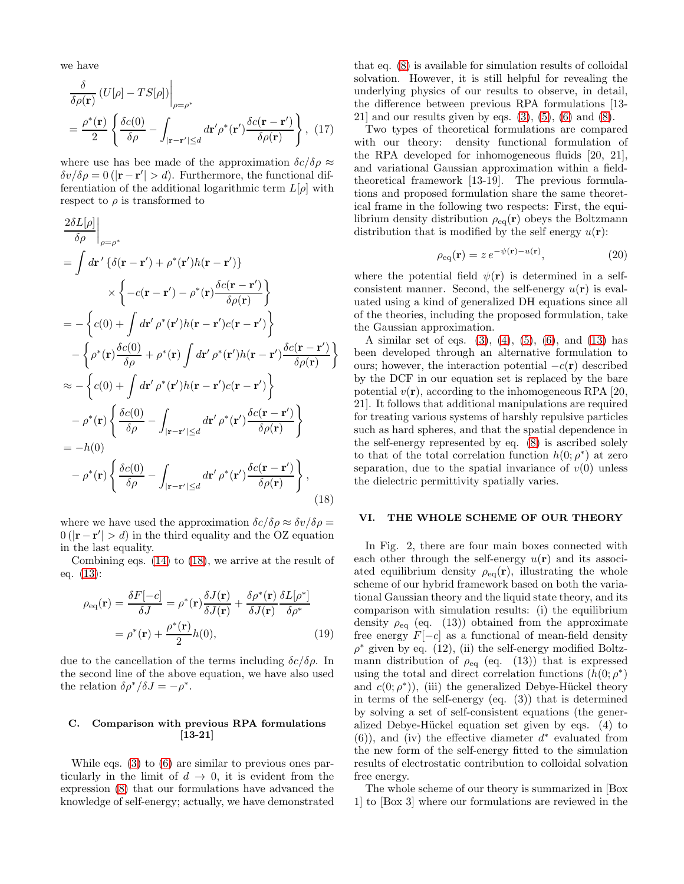we have

$$\left.\frac{\delta}{\delta\rho(\mathbf{r})}\left(U[\rho]-TS[\rho]\right)\right|_{\rho=\rho^*}$$
$$=\frac{\rho^*(\mathbf{r})}{2}\left\{\frac{\delta c(0)}{\delta\rho}-\int_{|\mathbf{r}-\mathbf{r}'|\le d}d\mathbf{r}'\rho^*(\mathbf{r}')\frac{\delta c(\mathbf{r}-\mathbf{r}')}{\delta\rho(\mathbf{r})}\right\},\quad(17)$$

where use has bee made of the approximation $\delta c/\delta\rho \approx \delta v/\delta\rho = 0\,(|\mathbf{r}-\mathbf{r}'|>d)$. Furthermore, the functional differentiation of the additional logarithmic term $L[\rho]$ with respect to $\rho$ is transformed to

$$\left.\frac{2\delta L[\rho]}{\delta\rho}\right|_{\rho=\rho^*}$$
$$=\int d\mathbf{r}'\left\{\delta(\mathbf{r}-\mathbf{r}')+\rho^*(\mathbf{r}')h(\mathbf{r}-\mathbf{r}')\right\}$$
$$\times\left\{-c(\mathbf{r}-\mathbf{r}')-\rho^*(\mathbf{r})\frac{\delta c(\mathbf{r}-\mathbf{r}')}{\delta\rho(\mathbf{r})}\right\}$$
$$=-\left\{c(0)+\int d\mathbf{r}'\,\rho^*(\mathbf{r}')h(\mathbf{r}-\mathbf{r}')c(\mathbf{r}-\mathbf{r}')\right\}$$
$$-\left\{\rho^*(\mathbf{r})\frac{\delta c(0)}{\delta\rho}+\rho^*(\mathbf{r})\int d\mathbf{r}'\,\rho^*(\mathbf{r}')h(\mathbf{r}-\mathbf{r}')\frac{\delta c(\mathbf{r}-\mathbf{r}')}{\delta\rho(\mathbf{r})}\right\}$$
$$\approx-\left\{c(0)+\int d\mathbf{r}'\,\rho^*(\mathbf{r}')h(\mathbf{r}-\mathbf{r}')c(\mathbf{r}-\mathbf{r}')\right\}$$
$$-\rho^*(\mathbf{r})\left\{\frac{\delta c(0)}{\delta\rho}-\int_{|\mathbf{r}-\mathbf{r}'|\le d}d\mathbf{r}'\,\rho^*(\mathbf{r}')\frac{\delta c(\mathbf{r}-\mathbf{r}')}{\delta\rho(\mathbf{r})}\right\}$$
$$=-h(0)$$
$$-\rho^*(\mathbf{r})\left\{\frac{\delta c(0)}{\delta\rho}-\int_{|\mathbf{r}-\mathbf{r}'|\le d}d\mathbf{r}'\,\rho^*(\mathbf{r}')\frac{\delta c(\mathbf{r}-\mathbf{r}')}{\delta\rho(\mathbf{r})}\right\},\quad(18)$$

where we have used the approximation $\delta c/\delta\rho \approx \delta v/\delta\rho = 0\,(|\mathbf{r}-\mathbf{r}'|>d)$ in the third equality and the OZ equation in the last equality.

Combining eqs. (14) to (18), we arrive at the result of eq. (13):

$$\rho_{\rm eq}(\mathbf{r})=\frac{\delta F[-c]}{\delta J}=\rho^*(\mathbf{r})\frac{\delta J(\mathbf{r})}{\delta J(\mathbf{r})}+\frac{\delta\rho^*(\mathbf{r})}{\delta J(\mathbf{r})}\frac{\delta L[\rho^*]}{\delta\rho^*}$$
$$=\rho^*(\mathbf{r})+\frac{\rho^*(\mathbf{r})}{2}h(0),\quad(19)$$

due to the cancellation of the terms including $\delta c/\delta\rho$. In the second line of the above equation, we have also used the relation $\delta\rho^*/\delta J=-\rho^*$.

### C. Comparison with previous RPA formulations [13-21]

While eqs. (3) to (6) are similar to previous ones particularly in the limit of $d\to 0$, it is evident from the expression (8) that our formulations have advanced the knowledge of self-energy; actually, we have demonstrated that eq. (8) is available for simulation results of colloidal solvation. However, it is still helpful for revealing the underlying physics of our results to observe, in detail, the difference between previous RPA formulations [13-21] and our results given by eqs. (3), (5), (6) and (8).

Two types of theoretical formulations are compared with our theory: density functional formulation of the RPA developed for inhomogeneous fluids [20, 21], and variational Gaussian approximation within a field-theoretical framework [13-19]. The previous formulations and proposed formulation share the same theoretical frame in the following two respects: First, the equilibrium density distribution $\rho_{\rm eq}(\mathbf{r})$ obeys the Boltzmann distribution that is modified by the self energy $u(\mathbf{r})$:

$$\rho_{\rm eq}(\mathbf{r})=z\,e^{-\psi(\mathbf{r})-u(\mathbf{r})},\quad(20)$$

where the potential field $\psi(\mathbf{r})$ is determined in a self-consistent manner. Second, the self-energy $u(\mathbf{r})$ is evaluated using a kind of generalized DH equations since all of the theories, including the proposed formulation, take the Gaussian approximation.

A similar set of eqs. (3), (4), (5), (6), and (13) has been developed through an alternative formulation to ours; however, the interaction potential $-c(\mathbf{r})$ described by the DCF in our equation set is replaced by the bare potential $v(\mathbf{r})$, according to the inhomogeneous RPA [20, 21]. It follows that additional manipulations are required for treating various systems of harshly repulsive particles such as hard spheres, and that the spatial dependence in the self-energy represented by eq. (8) is ascribed solely to that of the total correlation function $h(0;\rho^*)$ at zero separation, due to the spatial invariance of $v(0)$ unless the dielectric permittivity spatially varies.

## VI. THE WHOLE SCHEME OF OUR THEORY

In Fig. 2, there are four main boxes connected with each other through the self-energy $u(\mathbf{r})$ and its associated equilibrium density $\rho_{\rm eq}(\mathbf{r})$, illustrating the whole scheme of our hybrid framework based on both the variational Gaussian theory and the liquid state theory, and its comparison with simulation results: (i) the equilibrium density $\rho_{\rm eq}$ (eq. (13)) obtained from the approximate free energy $F[-c]$ as a functional of mean-field density $\rho^*$ given by eq. (12), (ii) the self-energy modified Boltzmann distribution of $\rho_{\rm eq}$ (eq. (13)) that is expressed using the total and direct correlation functions ($h(0;\rho^*)$ and $c(0;\rho^*)$), (iii) the generalized Debye-Hückel theory in terms of the self-energy (eq. (3)) that is determined by solving a set of self-consistent equations (the generalized Debye-Hückel equation set given by eqs. (4) to (6)), and (iv) the effective diameter $d^*$ evaluated from the new form of the self-energy fitted to the simulation results of electrostatic contribution to colloidal solvation free energy.

The whole scheme of our theory is summarized in [Box 1] to [Box 3] where our formulations are reviewed in the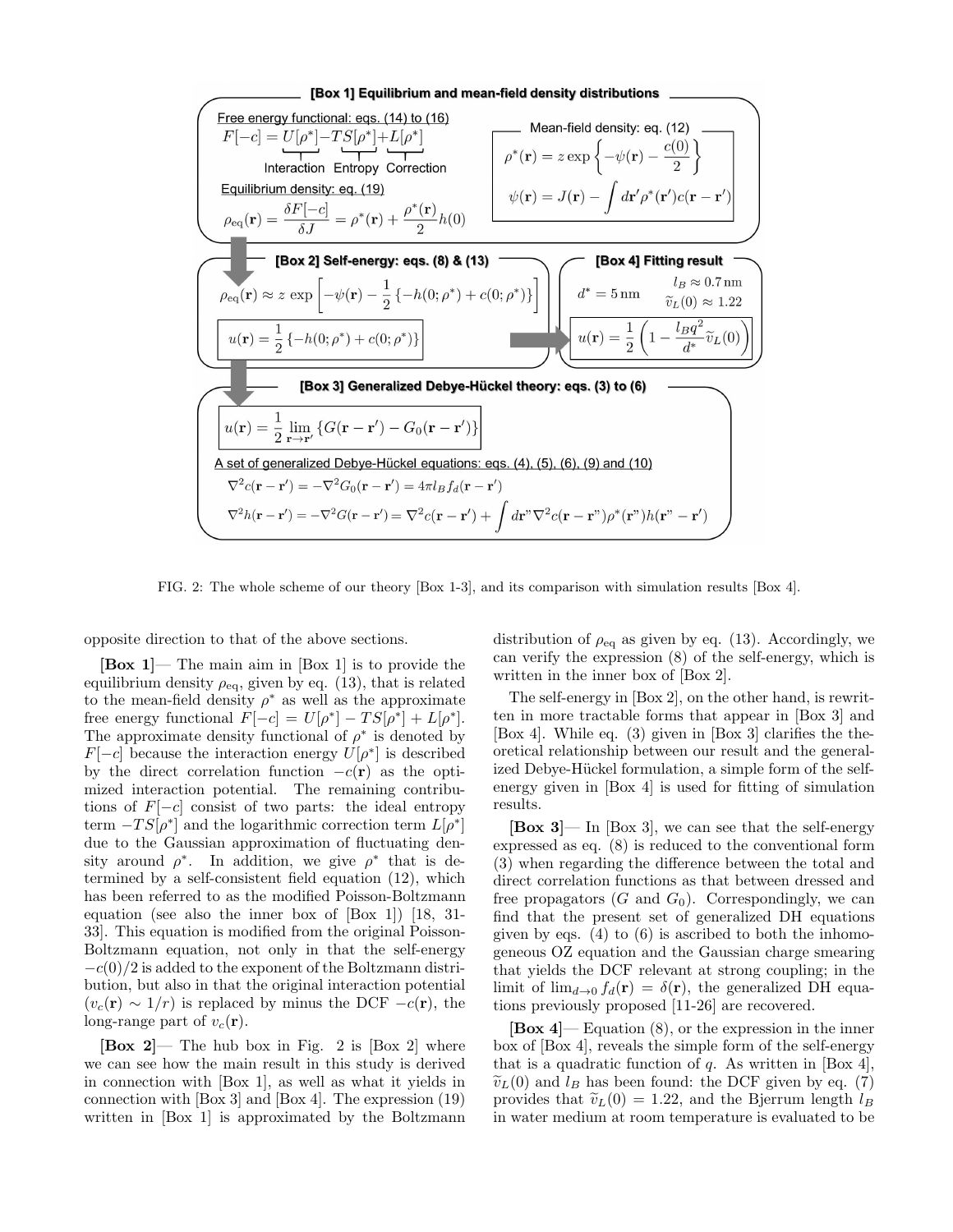**[Box 1] Equilibrium and mean-field density distributions**

Free energy functional: eqs. (14) to (16)

$$F[-c] = \underbrace{U[\rho^*]}_{\text{Interaction}} - \underbrace{TS[\rho^*]}_{\text{Entropy}} + \underbrace{L[\rho^*]}_{\text{Correction}}$$

Equilibrium density: eq. (19)

$$\rho_{\rm eq}(\mathbf{r}) = \frac{\delta F[-c]}{\delta J} = \rho^*(\mathbf{r}) + \frac{\rho^*(\mathbf{r})}{2}h(0)$$

Mean-field density: eq. (12)

$$\rho^*(\mathbf{r}) = z\exp\left\{-\psi(\mathbf{r}) - \frac{c(0)}{2}\right\}$$

$$\psi(\mathbf{r}) = J(\mathbf{r}) - \int d\mathbf{r}'\rho^*(\mathbf{r}')c(\mathbf{r}-\mathbf{r}')$$

**[Box 2] Self-energy: eqs. (8) & (13)**

$$\rho_{\rm eq}(\mathbf{r}) \approx z\,\exp\left[-\psi(\mathbf{r}) - \frac{1}{2}\{-h(0;\rho^*) + c(0;\rho^*)\}\right]$$

$$u(\mathbf{r}) = \frac{1}{2}\{-h(0;\rho^*) + c(0;\rho^*)\}$$

**[Box 4] Fitting result**

$d^* = 5\,\mathrm{nm}$ $\quad l_B \approx 0.7\,\mathrm{nm}$ $\quad \widetilde{v}_L(0) \approx 1.22$

$$u(\mathbf{r}) = \frac{1}{2}\left(1 - \frac{l_B q^2}{d^*}\widetilde{v}_L(0)\right)$$

**[Box 3] Generalized Debye-Hückel theory: eqs. (3) to (6)**

$$u(\mathbf{r}) = \frac{1}{2}\lim_{\mathbf{r}\to\mathbf{r}'}\{G(\mathbf{r}-\mathbf{r}') - G_0(\mathbf{r}-\mathbf{r}')\}$$

A set of generalized Debye-Hückel equations: eqs. (4), (5), (6), (9) and (10)

$$\nabla^2 c(\mathbf{r}-\mathbf{r}') = -\nabla^2 G_0(\mathbf{r}-\mathbf{r}') = 4\pi l_B f_d(\mathbf{r}-\mathbf{r}')$$

$$\nabla^2 h(\mathbf{r}-\mathbf{r}') = -\nabla^2 G(\mathbf{r}-\mathbf{r}') = \nabla^2 c(\mathbf{r}-\mathbf{r}') + \int d\mathbf{r}''\nabla^2 c(\mathbf{r}-\mathbf{r}'')\rho^*(\mathbf{r}'')h(\mathbf{r}''-\mathbf{r}')$$

FIG. 2: The whole scheme of our theory [Box 1-3], and its comparison with simulation results [Box 4].

opposite direction to that of the above sections.

**[Box 1]**— The main aim in [Box 1] is to provide the equilibrium density $\rho_{\rm eq}$, given by eq. (13), that is related to the mean-field density $\rho^*$ as well as the approximate free energy functional $F[-c] = U[\rho^*] - TS[\rho^*] + L[\rho^*]$. The approximate density functional of $\rho^*$ is denoted by $F[-c]$ because the interaction energy $U[\rho^*]$ is described by the direct correlation function $-c(\mathbf{r})$ as the optimized interaction potential. The remaining contributions of $F[-c]$ consist of two parts: the ideal entropy term $-TS[\rho^*]$ and the logarithmic correction term $L[\rho^*]$ due to the Gaussian approximation of fluctuating density around $\rho^*$. In addition, we give $\rho^*$ that is determined by a self-consistent field equation (12), which has been referred to as the modified Poisson-Boltzmann equation (see also the inner box of [Box 1]) [18, 31-33]. This equation is modified from the original Poisson-Boltzmann equation, not only in that the self-energy $-c(0)/2$ is added to the exponent of the Boltzmann distribution, but also in that the original interaction potential ($v_c(\mathbf{r}) \sim 1/r$) is replaced by minus the DCF $-c(\mathbf{r})$, the long-range part of $v_c(\mathbf{r})$.

**[Box 2]**— The hub box in Fig. 2 is [Box 2] where we can see how the main result in this study is derived in connection with [Box 1], as well as what it yields in connection with [Box 3] and [Box 4]. The expression (19) written in [Box 1] is approximated by the Boltzmann distribution of $\rho_{\rm eq}$ as given by eq. (13). Accordingly, we can verify the expression (8) of the self-energy, which is written in the inner box of [Box 2].

The self-energy in [Box 2], on the other hand, is rewritten in more tractable forms that appear in [Box 3] and [Box 4]. While eq. (3) given in [Box 3] clarifies the theoretical relationship between our result and the generalized Debye-Hückel formulation, a simple form of the self-energy given in [Box 4] is used for fitting of simulation results.

**[Box 3]**— In [Box 3], we can see that the self-energy expressed as eq. (8) is reduced to the conventional form (3) when regarding the difference between the total and direct correlation functions as that between dressed and free propagators ($G$ and $G_0$). Correspondingly, we can find that the present set of generalized DH equations given by eqs. (4) to (6) is ascribed to both the inhomogeneous OZ equation and the Gaussian charge smearing that yields the DCF relevant at strong coupling; in the limit of $\lim_{d\to 0} f_d(\mathbf{r}) = \delta(\mathbf{r})$, the generalized DH equations previously proposed [11-26] are recovered.

**[Box 4]**— Equation (8), or the expression in the inner box of [Box 4], reveals the simple form of the self-energy that is a quadratic function of $q$. As written in [Box 4], $\widetilde{v}_L(0)$ and $l_B$ has been found: the DCF given by eq. (7) provides that $\widetilde{v}_L(0) = 1.22$, and the Bjerrum length $l_B$ in water medium at room temperature is evaluated to be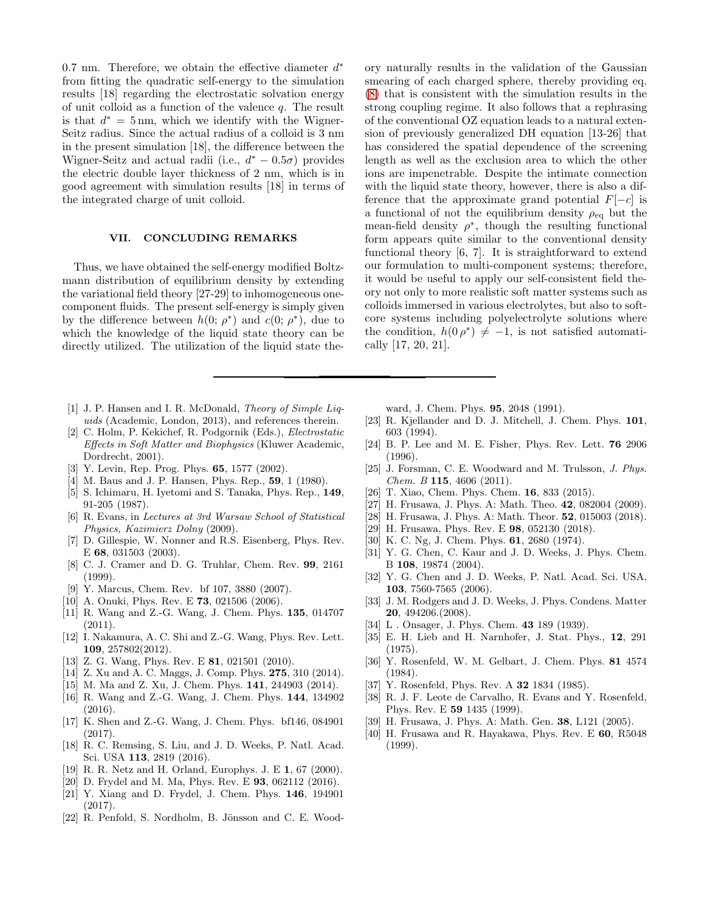0.7 nm. Therefore, we obtain the effective diameter $d^*$ from fitting the quadratic self-energy to the simulation results [18] regarding the electrostatic solvation energy of unit colloid as a function of the valence $q$. The result is that $d^* = 5\,\mathrm{nm}$, which we identify with the Wigner-Seitz radius. Since the actual radius of a colloid is 3 nm in the present simulation [18], the difference between the Wigner-Seitz and actual radii (i.e., $d^* - 0.5\sigma$) provides the electric double layer thickness of 2 nm, which is in good agreement with simulation results [18] in terms of the integrated charge of unit colloid.

## VII. CONCLUDING REMARKS

Thus, we have obtained the self-energy modified Boltzmann distribution of equilibrium density by extending the variational field theory [27-29] to inhomogeneous one-component fluids. The present self-energy is simply given by the difference between $h(0;\rho^*)$ and $c(0;\rho^*)$, due to which the knowledge of the liquid state theory can be directly utilized. The utilization of the liquid state theory naturally results in the validation of the Gaussian smearing of each charged sphere, thereby providing eq. (8) that is consistent with the simulation results in the strong coupling regime. It also follows that a rephrasing of the conventional OZ equation leads to a natural extension of previously generalized DH equation [13-26] that has considered the spatial dependence of the screening length as well as the exclusion area to which the other ions are impenetrable. Despite the intimate connection with the liquid state theory, however, there is also a difference that the approximate grand potential $F[-c]$ is a functional of not the equilibrium density $\rho_{\mathrm{eq}}$ but the mean-field density $\rho^*$, though the resulting functional form appears quite similar to the conventional density functional theory [6, 7]. It is straightforward to extend our formulation to multi-component systems; therefore, it would be useful to apply our self-consistent field theory not only to more realistic soft matter systems such as colloids immersed in various electrolytes, but also to soft-core systems including polyelectrolyte solutions where the condition, $h(0\,\rho^*) \neq -1$, is not satisfied automatically [17, 20, 21].

---

- [1] J. P. Hansen and I. R. McDonald, *Theory of Simple Liquids* (Academic, London, 2013), and references therein.
- [2] C. Holm, P. Kekichef, R. Podgornik (Eds.), *Electrostatic Effects in Soft Matter and Biophysics* (Kluwer Academic, Dordrecht, 2001).
- [3] Y. Levin, Rep. Prog. Phys. **65**, 1577 (2002).
- [4] M. Baus and J. P. Hansen, Phys. Rep., **59**, 1 (1980).
- [5] S. Ichimaru, H. Iyetomi and S. Tanaka, Phys. Rep., **149**, 91-205 (1987).
- [6] R. Evans, in *Lectures at 3rd Warsaw School of Statistical Physics, Kazimierz Dolny* (2009).
- [7] D. Gillespie, W. Nonner and R.S. Eisenberg, Phys. Rev. E **68**, 031503 (2003).
- [8] C. J. Cramer and D. G. Truhlar, Chem. Rev. **99**, 2161 (1999).
- [9] Y. Marcus, Chem. Rev. bf 107, 3880 (2007).
- [10] A. Onuki, Phys. Rev. E **73**, 021506 (2006).
- [11] R. Wang and Z.-G. Wang, J. Chem. Phys. **135**, 014707 (2011).
- [12] I. Nakamura, A. C. Shi and Z.-G. Wang, Phys. Rev. Lett. **109**, 257802(2012).
- [13] Z. G. Wang, Phys. Rev. E **81**, 021501 (2010).
- [14] Z. Xu and A. C. Maggs, J. Comp. Phys. **275**, 310 (2014).
- [15] M. Ma and Z. Xu, J. Chem. Phys. **141**, 244903 (2014).
- [16] R. Wang and Z.-G. Wang, J. Chem. Phys. **144**, 134902 (2016).
- [17] K. Shen and Z.-G. Wang, J. Chem. Phys. bf146, 084901 (2017).
- [18] R. C. Remsing, S. Liu, and J. D. Weeks, P. Natl. Acad. Sci. USA **113**, 2819 (2016).
- [19] R. R. Netz and H. Orland, Europhys. J. E **1**, 67 (2000).
- [20] D. Frydel and M. Ma, Phys. Rev. E **93**, 062112 (2016).
- [21] Y. Xiang and D. Frydel, J. Chem. Phys. **146**, 194901 (2017).
- [22] R. Penfold, S. Nordholm, B. Jönsson and C. E. Woodward, J. Chem. Phys. **95**, 2048 (1991).
- [23] R. Kjellander and D. J. Mitchell, J. Chem. Phys. **101**, 603 (1994).
- [24] B. P. Lee and M. E. Fisher, Phys. Rev. Lett. **76** 2906 (1996).
- [25] J. Forsman, C. E. Woodward and M. Trulsson, *J. Phys. Chem. B* **115**, 4606 (2011).
- [26] T. Xiao, Chem. Phys. Chem. **16**, 833 (2015).
- [27] H. Frusawa, J. Phys. A: Math. Theo. **42**, 082004 (2009).
- [28] H. Frusawa, J. Phys. A: Math. Theor. **52**, 015003 (2018).
- [29] H. Frusawa, Phys. Rev. E **98**, 052130 (2018).
- [30] K. C. Ng, J. Chem. Phys. **61**, 2680 (1974).
- [31] Y. G. Chen, C. Kaur and J. D. Weeks, J. Phys. Chem. B **108**, 19874 (2004).
- [32] Y. G. Chen and J. D. Weeks, P. Natl. Acad. Sci. USA, **103**, 7560-7565 (2006).
- [33] J. M. Rodgers and J. D. Weeks, J. Phys. Condens. Matter **20**, 494206.(2008).
- [34] L . Onsager, J. Phys. Chem. **43** 189 (1939).
- [35] E. H. Lieb and H. Narnhofer, J. Stat. Phys., **12**, 291 (1975).
- [36] Y. Rosenfeld, W. M. Gelbart, J. Chem. Phys. **81** 4574 (1984).
- [37] Y. Rosenfeld, Phys. Rev. A **32** 1834 (1985).
- [38] R. J. F. Leote de Carvalho, R. Evans and Y. Rosenfeld, Phys. Rev. E **59** 1435 (1999).
- [39] H. Frusawa, J. Phys. A: Math. Gen. **38**, L121 (2005).
- [40] H. Frusawa and R. Hayakawa, Phys. Rev. E **60**, R5048 (1999).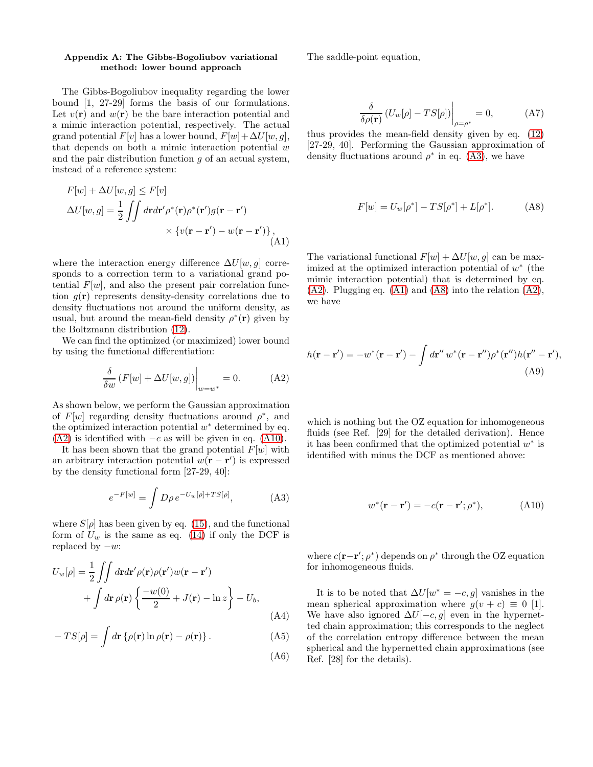### Appendix A: The Gibbs-Bogoliubov variational method: lower bound approach

The Gibbs-Bogoliubov inequality regarding the lower bound [1, 27-29] forms the basis of our formulations. Let $v(\mathbf{r})$ and $w(\mathbf{r})$ be the bare interaction potential and a mimic interaction potential, respectively. The actual grand potential $F[v]$ has a lower bound, $F[w]+\Delta U[w,g]$, that depends on both a mimic interaction potential $w$ and the pair distribution function $g$ of an actual system, instead of a reference system:

$$
\begin{aligned}
F[w] + \Delta U[w,g] &\leq F[v] \\
\Delta U[w,g] &= \frac{1}{2}\iint d\mathbf{r}d\mathbf{r}'\rho^*(\mathbf{r})\rho^*(\mathbf{r}')g(\mathbf{r}-\mathbf{r}') \\
&\quad\times\{v(\mathbf{r}-\mathbf{r}')-w(\mathbf{r}-\mathbf{r}')\},
\end{aligned}
\tag{A1}
$$

where the interaction energy difference $\Delta U[w,g]$ corresponds to a correction term to a variational grand potential $F[w]$, and also the present pair correlation function $g(\mathbf{r})$ represents density-density correlations due to density fluctuations not around the uniform density, as usual, but around the mean-field density $\rho^*(\mathbf{r})$ given by the Boltzmann distribution (12).

We can find the optimized (or maximized) lower bound by using the functional differentiation:

$$
\left.\frac{\delta}{\delta w}\left(F[w]+\Delta U[w,g]\right)\right|_{w=w^*} = 0. \tag{A2}
$$

As shown below, we perform the Gaussian approximation of $F[w]$ regarding density fluctuations around $\rho^*$, and the optimized interaction potential $w^*$ determined by eq. (A2) is identified with $-c$ as will be given in eq. (A10).

It has been shown that the grand potential $F[w]$ with an arbitrary interaction potential $w(\mathbf{r}-\mathbf{r}')$ is expressed by the density functional form [27-29, 40]:

$$
e^{-F[w]} = \int D\rho\, e^{-U_w[\rho]+TS[\rho]}, \tag{A3}
$$

where $S[\rho]$ has been given by eq. (15), and the functional form of $U_w$ is the same as eq. (14) if only the DCF is replaced by $-w$:

$$
\begin{aligned}
U_w[\rho] &= \frac{1}{2}\iint d\mathbf{r}d\mathbf{r}'\rho(\mathbf{r})\rho(\mathbf{r}')w(\mathbf{r}-\mathbf{r}') \\
&\quad+\int d\mathbf{r}\,\rho(\mathbf{r})\left\{\frac{-w(0)}{2}+J(\mathbf{r})-\ln z\right\}-U_b,
\end{aligned}
\tag{A4}
$$

$$
-TS[\rho] = \int d\mathbf{r}\left\{\rho(\mathbf{r})\ln\rho(\mathbf{r})-\rho(\mathbf{r})\right\}. \tag{A5}
$$

(A6)

The saddle-point equation,

$$
\left.\frac{\delta}{\delta\rho(\mathbf{r})}\left(U_w[\rho]-TS[\rho]\right)\right|_{\rho=\rho^*} = 0, \tag{A7}
$$

thus provides the mean-field density given by eq. (12) [27-29, 40]. Performing the Gaussian approximation of density fluctuations around $\rho^*$ in eq. (A3), we have

$$
F[w] = U_w[\rho^*]-TS[\rho^*]+L[\rho^*]. \tag{A8}
$$

The variational functional $F[w]+\Delta U[w,g]$ can be maximized at the optimized interaction potential of $w^*$ (the mimic interaction potential) that is determined by eq. (A2). Plugging eq. (A1) and (A8) into the relation (A2), we have

$$
h(\mathbf{r}-\mathbf{r}') = -w^*(\mathbf{r}-\mathbf{r}')-\int d\mathbf{r}''\,w^*(\mathbf{r}-\mathbf{r}'')\rho^*(\mathbf{r}'')h(\mathbf{r}''-\mathbf{r}'), \tag{A9}
$$

which is nothing but the OZ equation for inhomogeneous fluids (see Ref. [29] for the detailed derivation). Hence it has been confirmed that the optimized potential $w^*$ is identified with minus the DCF as mentioned above:

$$
w^*(\mathbf{r}-\mathbf{r}') = -c(\mathbf{r}-\mathbf{r}';\rho^*), \tag{A10}
$$

where $c(\mathbf{r}-\mathbf{r}';\rho^*)$ depends on $\rho^*$ through the OZ equation for inhomogeneous fluids.

It is to be noted that $\Delta U[w^*=-c,g]$ vanishes in the mean spherical approximation where $g(v+c)\equiv 0$ [1]. We have also ignored $\Delta U[-c,g]$ even in the hypernetted chain approximation; this corresponds to the neglect of the correlation entropy difference between the mean spherical and the hypernetted chain approximations (see Ref. [28] for the details).